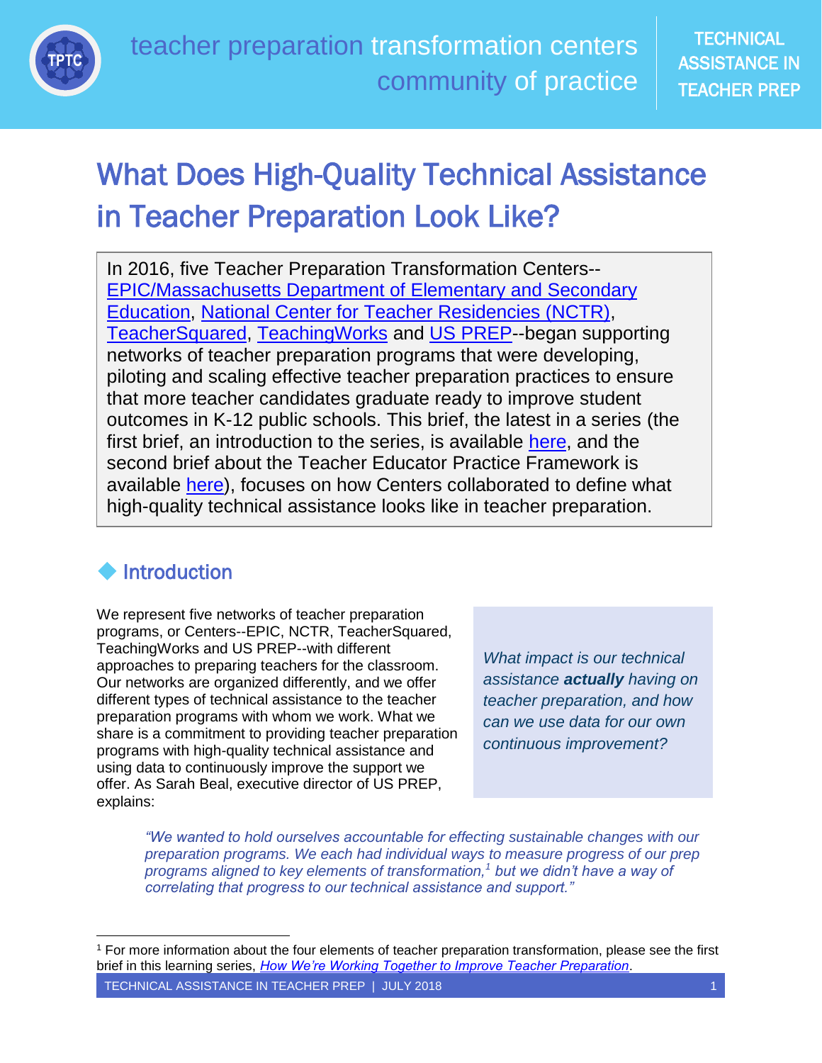# What Does High-Quality Technical Assistance in Teacher Preparation Look Like?

In 2016, five Teacher Preparation Transformation Centers--EPIC/Massachusetts Department of Elementary and Secondary Education, National Center for Teacher Residencies (NCTR), TeacherSquared, TeachingWorks and US PREP--began supporting networks of teacher preparation programs that were developing, piloting and scaling effective teacher preparation practices to ensure that more teacher candidates graduate ready to improve student outcomes in K-12 public schools. This brief, the latest in a series (the first brief, an introduction to the series, is available here, and the second brief about the Teacher Educator Practice Framework is available here), focuses on how Centers collaborated to define what high-quality technical assistance looks like in teacher preparation.

## Introduction

We represent five networks of teacher preparation programs, or Centers--EPIC, NCTR, TeacherSquared, TeachingWorks and US PREP--with different approaches to preparing teachers for the classroom. Our networks are organized differently, and we offer different types of technical assistance to the teacher preparation programs with whom we work. What we share is a commitment to providing teacher preparation programs with high-quality technical assistance and using data to continuously improve the support we offer. As Sarah Beal, executive director of US PREP, explains:

*What impact is our technical assistance **actually** having on teacher preparation, and how can we use data for our own continuous improvement?*

> *"We wanted to hold ourselves accountable for effecting sustainable changes with our preparation programs. We each had individual ways to measure progress of our prep programs aligned to key elements of transformation,[1] but we didn't have a way of correlating that progress to our technical assistance and support."*

[1] For more information about the four elements of teacher preparation transformation, please see the first brief in this learning series, *How We're Working Together to Improve Teacher Preparation*.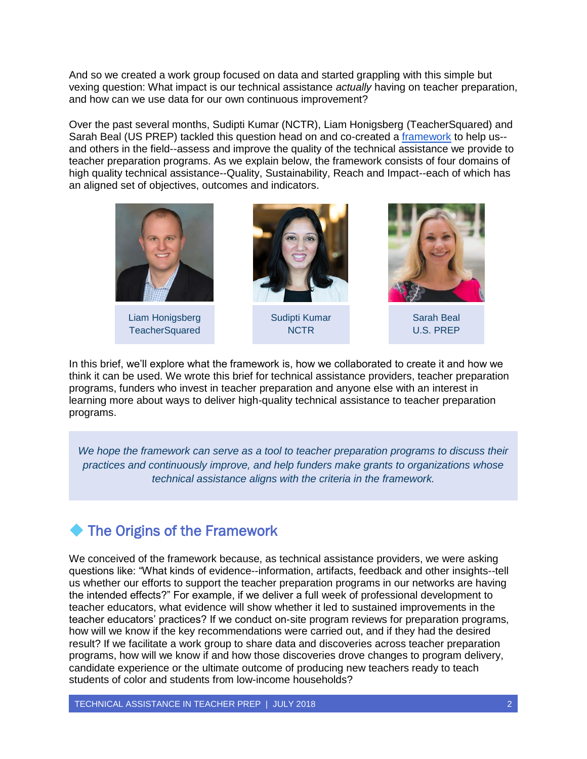And so we created a work group focused on data and started grappling with this simple but vexing question: What impact is our technical assistance *actually* having on teacher preparation, and how can we use data for our own continuous improvement?

Over the past several months, Sudipti Kumar (NCTR), Liam Honigsberg (TeacherSquared) and Sarah Beal (US PREP) tackled this question head on and co-created a [framework](framework) to help us--and others in the field--assess and improve the quality of the technical assistance we provide to teacher preparation programs. As we explain below, the framework consists of four domains of high quality technical assistance--Quality, Sustainability, Reach and Impact--each of which has an aligned set of objectives, outcomes and indicators.

Liam Honigsberg
TeacherSquared

Sudipti Kumar
NCTR

Sarah Beal
U.S. PREP

In this brief, we'll explore what the framework is, how we collaborated to create it and how we think it can be used. We wrote this brief for technical assistance providers, teacher preparation programs, funders who invest in teacher preparation and anyone else with an interest in learning more about ways to deliver high-quality technical assistance to teacher preparation programs.

> *We hope the framework can serve as a tool to teacher preparation programs to discuss their practices and continuously improve, and help funders make grants to organizations whose technical assistance aligns with the criteria in the framework.*

## ◆ The Origins of the Framework

We conceived of the framework because, as technical assistance providers, we were asking questions like: "What kinds of evidence--information, artifacts, feedback and other insights--tell us whether our efforts to support the teacher preparation programs in our networks are having the intended effects?" For example, if we deliver a full week of professional development to teacher educators, what evidence will show whether it led to sustained improvements in the teacher educators' practices? If we conduct on-site program reviews for preparation programs, how will we know if the key recommendations were carried out, and if they had the desired result? If we facilitate a work group to share data and discoveries across teacher preparation programs, how will we know if and how those discoveries drove changes to program delivery, candidate experience or the ultimate outcome of producing new teachers ready to teach students of color and students from low-income households?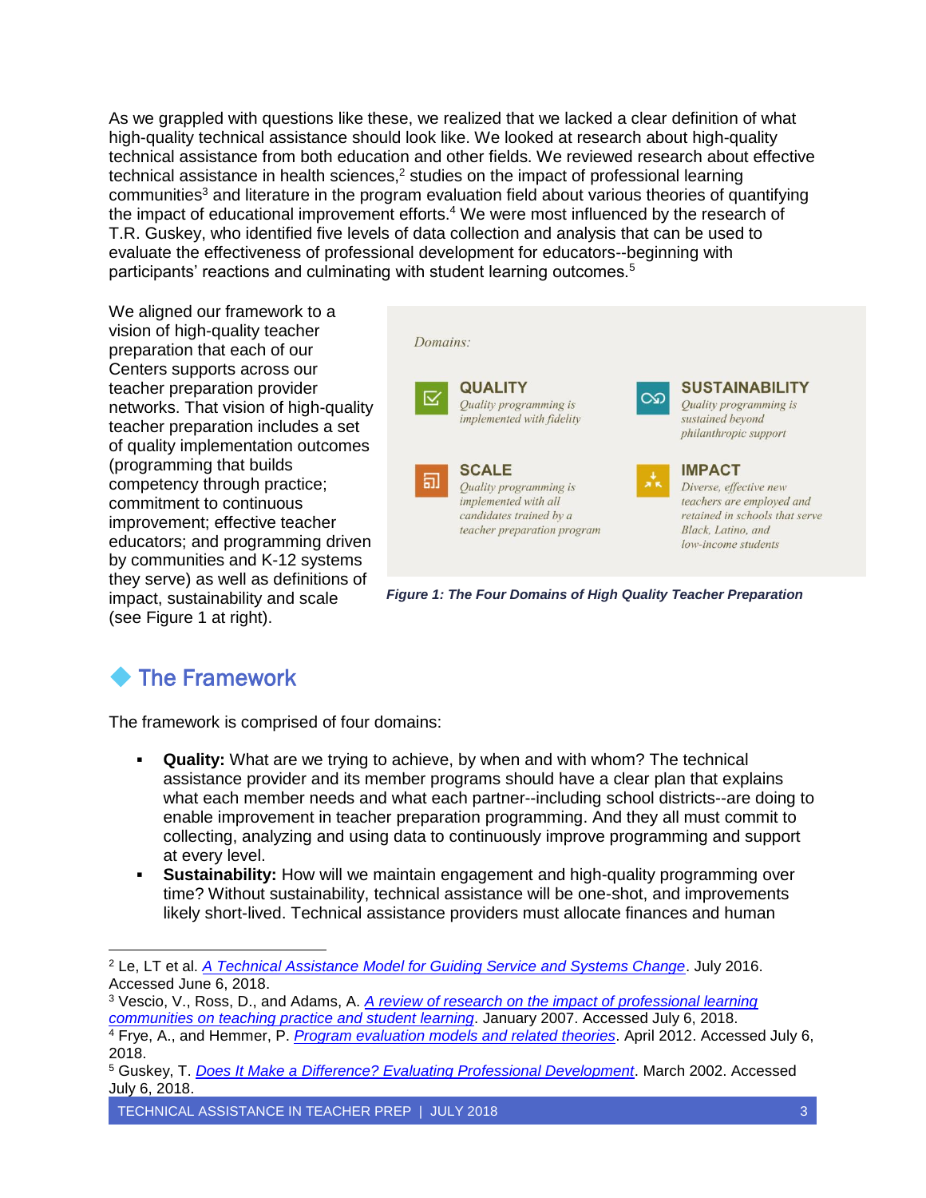As we grappled with questions like these, we realized that we lacked a clear definition of what high-quality technical assistance should look like. We looked at research about high-quality technical assistance from both education and other fields. We reviewed research about effective technical assistance in health sciences,[2] studies on the impact of professional learning communities[3] and literature in the program evaluation field about various theories of quantifying the impact of educational improvement efforts.[4] We were most influenced by the research of T.R. Guskey, who identified five levels of data collection and analysis that can be used to evaluate the effectiveness of professional development for educators--beginning with participants' reactions and culminating with student learning outcomes.[5]

We aligned our framework to a vision of high-quality teacher preparation that each of our Centers supports across our teacher preparation provider networks. That vision of high-quality teacher preparation includes a set of quality implementation outcomes (programming that builds competency through practice; commitment to continuous improvement; effective teacher educators; and programming driven by communities and K-12 systems they serve) as well as definitions of impact, sustainability and scale (see Figure 1 at right).

*Domains:*

**QUALITY**
*Quality programming is implemented with fidelity*

**SUSTAINABILITY**
*Quality programming is sustained beyond philanthropic support*

**SCALE**
*Quality programming is implemented with all candidates trained by a teacher preparation program*

**IMPACT**
*Diverse, effective new teachers are employed and retained in schools that serve Black, Latino, and low-income students*

***Figure 1: The Four Domains of High Quality Teacher Preparation***

## The Framework

The framework is comprised of four domains:

- **Quality:** What are we trying to achieve, by when and with whom? The technical assistance provider and its member programs should have a clear plan that explains what each member needs and what each partner--including school districts--are doing to enable improvement in teacher preparation programming. And they all must commit to collecting, analyzing and using data to continuously improve programming and support at every level.
- **Sustainability:** How will we maintain engagement and high-quality programming over time? Without sustainability, technical assistance will be one-shot, and improvements likely short-lived. Technical assistance providers must allocate finances and human

---

[2] Le, LT et al. A Technical Assistance Model for Guiding Service and Systems Change. July 2016. Accessed June 6, 2018.

[3] Vescio, V., Ross, D., and Adams, A. A review of research on the impact of professional learning communities on teaching practice and student learning. January 2007. Accessed July 6, 2018.

[4] Frye, A., and Hemmer, P. Program evaluation models and related theories. April 2012. Accessed July 6, 2018.

[5] Guskey, T. Does It Make a Difference? Evaluating Professional Development. March 2002. Accessed July 6, 2018.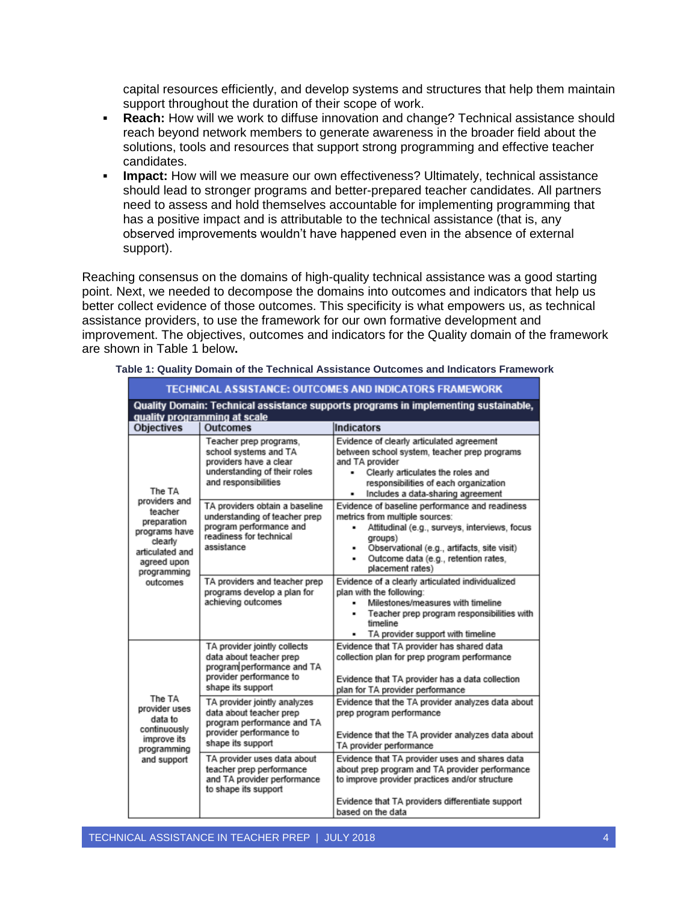capital resources efficiently, and develop systems and structures that help them maintain support throughout the duration of their scope of work.

- **Reach:** How will we work to diffuse innovation and change? Technical assistance should reach beyond network members to generate awareness in the broader field about the solutions, tools and resources that support strong programming and effective teacher candidates.
- **Impact:** How will we measure our own effectiveness? Ultimately, technical assistance should lead to stronger programs and better-prepared teacher candidates. All partners need to assess and hold themselves accountable for implementing programming that has a positive impact and is attributable to the technical assistance (that is, any observed improvements wouldn't have happened even in the absence of external support).

Reaching consensus on the domains of high-quality technical assistance was a good starting point. Next, we needed to decompose the domains into outcomes and indicators that help us better collect evidence of those outcomes. This specificity is what empowers us, as technical assistance providers, to use the framework for our own formative development and improvement. The objectives, outcomes and indicators for the Quality domain of the framework are shown in Table 1 below.

**Table 1: Quality Domain of the Technical Assistance Outcomes and Indicators Framework**

| TECHNICAL ASSISTANCE: OUTCOMES AND INDICATORS FRAMEWORK | | |
|---|---|---|
| **Quality Domain: Technical assistance supports programs in implementing sustainable, quality programming at scale** | | |
| **Objectives** | **Outcomes** | **Indicators** |
| The TA providers and teacher preparation programs have clearly articulated and agreed upon programming outcomes | Teacher prep programs, school systems and TA providers have a clear understanding of their roles and responsibilities | Evidence of clearly articulated agreement between school system, teacher prep programs and TA provider<br>▪ Clearly articulates the roles and responsibilities of each organization<br>▪ Includes a data-sharing agreement |
| | TA providers obtain a baseline understanding of teacher prep program performance and readiness for technical assistance | Evidence of baseline performance and readiness metrics from multiple sources:<br>▪ Attitudinal (e.g., surveys, interviews, focus groups)<br>▪ Observational (e.g., artifacts, site visit)<br>▪ Outcome data (e.g., retention rates, placement rates) |
| | TA providers and teacher prep programs develop a plan for achieving outcomes | Evidence of a clearly articulated individualized plan with the following:<br>▪ Milestones/measures with timeline<br>▪ Teacher prep program responsibilities with timeline<br>▪ TA provider support with timeline |
| The TA provider uses data to continuously improve its programming and support | TA provider jointly collects data about teacher prep program performance and TA provider performance to shape its support | Evidence that TA provider has shared data collection plan for prep program performance<br><br>Evidence that TA provider has a data collection plan for TA provider performance |
| | TA provider jointly analyzes data about teacher prep program performance and TA provider performance to shape its support | Evidence that the TA provider analyzes data about prep program performance<br><br>Evidence that the TA provider analyzes data about TA provider performance |
| | TA provider uses data about teacher prep performance and TA provider performance to shape its support | Evidence that TA provider uses and shares data about prep program and TA provider performance to improve provider practices and/or structure<br><br>Evidence that TA providers differentiate support based on the data |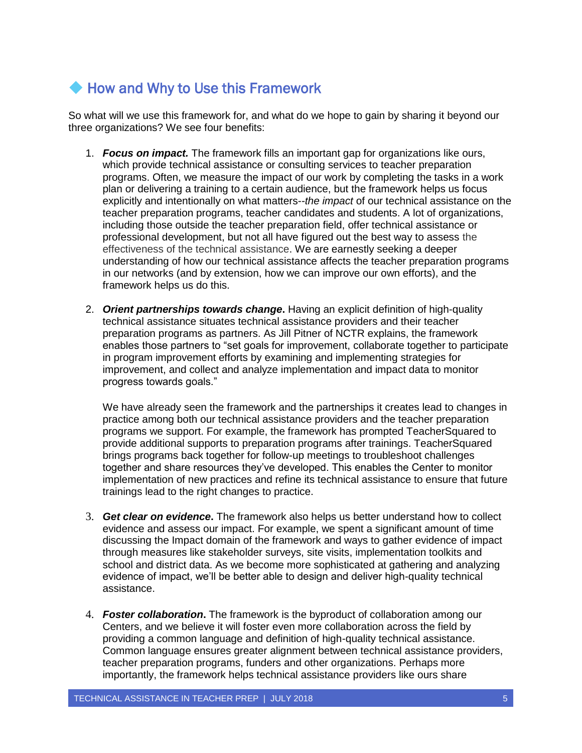## How and Why to Use this Framework

So what will we use this framework for, and what do we hope to gain by sharing it beyond our three organizations? We see four benefits:

1. ***Focus on impact.*** The framework fills an important gap for organizations like ours, which provide technical assistance or consulting services to teacher preparation programs. Often, we measure the impact of our work by completing the tasks in a work plan or delivering a training to a certain audience, but the framework helps us focus explicitly and intentionally on what matters--*the impact* of our technical assistance on the teacher preparation programs, teacher candidates and students. A lot of organizations, including those outside the teacher preparation field, offer technical assistance or professional development, but not all have figured out the best way to assess the effectiveness of the technical assistance. We are earnestly seeking a deeper understanding of how our technical assistance affects the teacher preparation programs in our networks (and by extension, how we can improve our own efforts), and the framework helps us do this.

2. ***Orient partnerships towards change*****.** Having an explicit definition of high-quality technical assistance situates technical assistance providers and their teacher preparation programs as partners. As Jill Pitner of NCTR explains, the framework enables those partners to "set goals for improvement, collaborate together to participate in program improvement efforts by examining and implementing strategies for improvement, and collect and analyze implementation and impact data to monitor progress towards goals."

   We have already seen the framework and the partnerships it creates lead to changes in practice among both our technical assistance providers and the teacher preparation programs we support. For example, the framework has prompted TeacherSquared to provide additional supports to preparation programs after trainings. TeacherSquared brings programs back together for follow-up meetings to troubleshoot challenges together and share resources they've developed. This enables the Center to monitor implementation of new practices and refine its technical assistance to ensure that future trainings lead to the right changes to practice.

3. ***Get clear on evidence*****.** The framework also helps us better understand how to collect evidence and assess our impact. For example, we spent a significant amount of time discussing the Impact domain of the framework and ways to gather evidence of impact through measures like stakeholder surveys, site visits, implementation toolkits and school and district data. As we become more sophisticated at gathering and analyzing evidence of impact, we'll be better able to design and deliver high-quality technical assistance.

4. ***Foster collaboration*****.** The framework is the byproduct of collaboration among our Centers, and we believe it will foster even more collaboration across the field by providing a common language and definition of high-quality technical assistance. Common language ensures greater alignment between technical assistance providers, teacher preparation programs, funders and other organizations. Perhaps more importantly, the framework helps technical assistance providers like ours share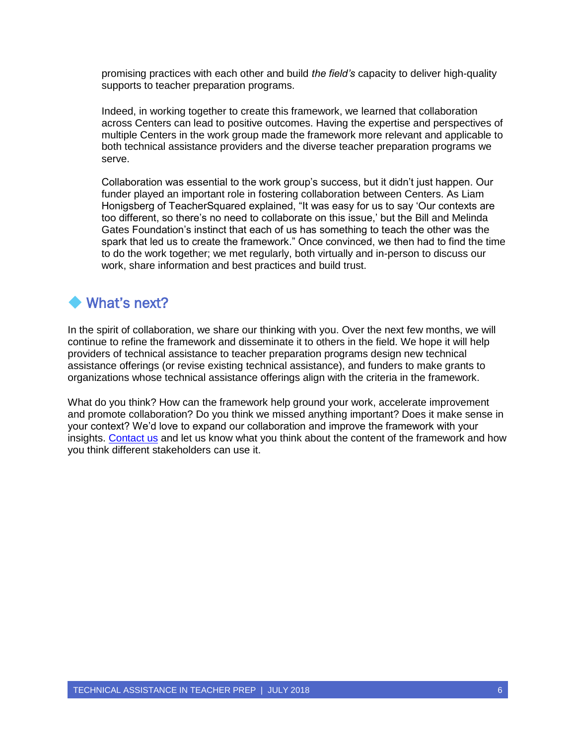promising practices with each other and build *the field's* capacity to deliver high-quality supports to teacher preparation programs.

Indeed, in working together to create this framework, we learned that collaboration across Centers can lead to positive outcomes. Having the expertise and perspectives of multiple Centers in the work group made the framework more relevant and applicable to both technical assistance providers and the diverse teacher preparation programs we serve.

Collaboration was essential to the work group's success, but it didn't just happen. Our funder played an important role in fostering collaboration between Centers. As Liam Honigsberg of TeacherSquared explained, "It was easy for us to say 'Our contexts are too different, so there's no need to collaborate on this issue,' but the Bill and Melinda Gates Foundation's instinct that each of us has something to teach the other was the spark that led us to create the framework." Once convinced, we then had to find the time to do the work together; we met regularly, both virtually and in-person to discuss our work, share information and best practices and build trust.

## ◆ What's next?

In the spirit of collaboration, we share our thinking with you. Over the next few months, we will continue to refine the framework and disseminate it to others in the field. We hope it will help providers of technical assistance to teacher preparation programs design new technical assistance offerings (or revise existing technical assistance), and funders to make grants to organizations whose technical assistance offerings align with the criteria in the framework.

What do you think? How can the framework help ground your work, accelerate improvement and promote collaboration? Do you think we missed anything important? Does it make sense in your context? We'd love to expand our collaboration and improve the framework with your insights. Contact us and let us know what you think about the content of the framework and how you think different stakeholders can use it.